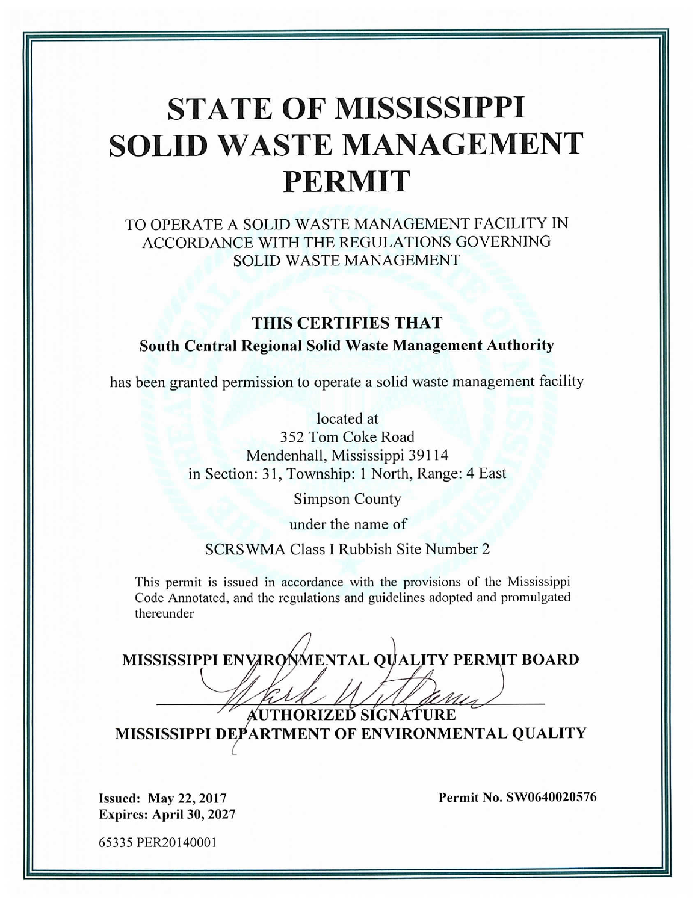# STATE OF MISSISSIPPI SOLID WASTE MANAGEMENT PERMIT

TO OPERATE A SOLID WASTE MANAGEMENT FACILITY IN ACCORDANCE WITH THE REGULATIONS GOVERNING SOLID WASTE MANAGEMENT

**THIS CERTIFIES THAT**

**South Central Regional Solid Waste Management Authority**

has been granted permission to operate a solid waste management facility

located at
352 Tom Coke Road
Mendenhall, Mississippi 39114
in Section: 31, Township: 1 North, Range: 4 East

Simpson County

under the name of

SCRSWMA Class I Rubbish Site Number 2

This permit is issued in accordance with the provisions of the Mississippi Code Annotated, and the regulations and guidelines adopted and promulgated thereunder

**MISSISSIPPI ENVIRONMENTAL QUALITY PERMIT BOARD**

**AUTHORIZED SIGNATURE**

**MISSISSIPPI DEPARTMENT OF ENVIRONMENTAL QUALITY**

**Issued: May 22, 2017**
**Expires: April 30, 2027**

**Permit No. SW0640020576**

65335 PER20140001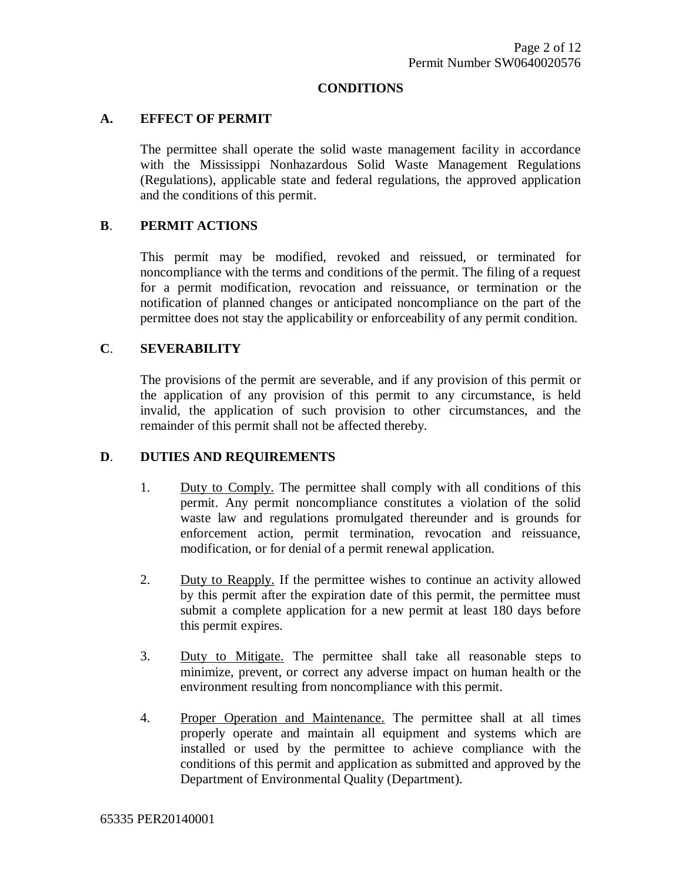## CONDITIONS

### A. EFFECT OF PERMIT

The permittee shall operate the solid waste management facility in accordance with the Mississippi Nonhazardous Solid Waste Management Regulations (Regulations), applicable state and federal regulations, the approved application and the conditions of this permit.

### B. PERMIT ACTIONS

This permit may be modified, revoked and reissued, or terminated for noncompliance with the terms and conditions of the permit. The filing of a request for a permit modification, revocation and reissuance, or termination or the notification of planned changes or anticipated noncompliance on the part of the permittee does not stay the applicability or enforceability of any permit condition.

### C. SEVERABILITY

The provisions of the permit are severable, and if any provision of this permit or the application of any provision of this permit to any circumstance, is held invalid, the application of such provision to other circumstances, and the remainder of this permit shall not be affected thereby.

### D. DUTIES AND REQUIREMENTS

1. Duty to Comply. The permittee shall comply with all conditions of this permit. Any permit noncompliance constitutes a violation of the solid waste law and regulations promulgated thereunder and is grounds for enforcement action, permit termination, revocation and reissuance, modification, or for denial of a permit renewal application.

2. Duty to Reapply. If the permittee wishes to continue an activity allowed by this permit after the expiration date of this permit, the permittee must submit a complete application for a new permit at least 180 days before this permit expires.

3. Duty to Mitigate. The permittee shall take all reasonable steps to minimize, prevent, or correct any adverse impact on human health or the environment resulting from noncompliance with this permit.

4. Proper Operation and Maintenance. The permittee shall at all times properly operate and maintain all equipment and systems which are installed or used by the permittee to achieve compliance with the conditions of this permit and application as submitted and approved by the Department of Environmental Quality (Department).

65335 PER20140001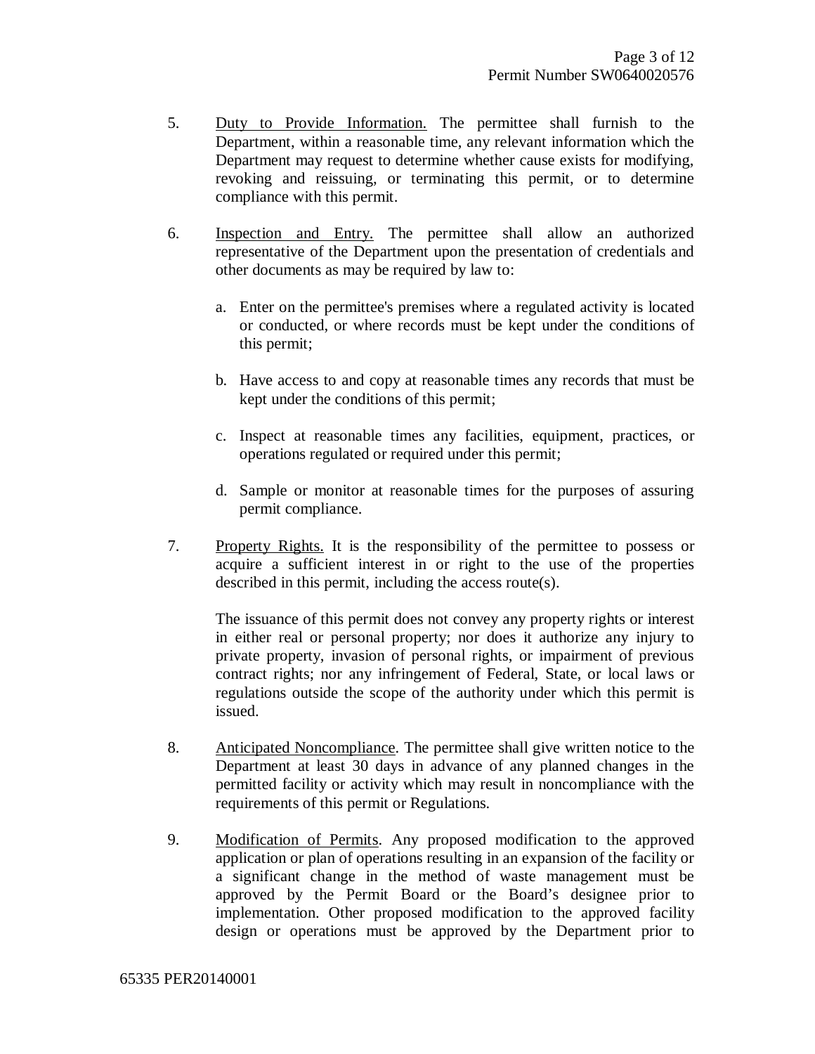5. Duty to Provide Information. The permittee shall furnish to the Department, within a reasonable time, any relevant information which the Department may request to determine whether cause exists for modifying, revoking and reissuing, or terminating this permit, or to determine compliance with this permit.

6. Inspection and Entry. The permittee shall allow an authorized representative of the Department upon the presentation of credentials and other documents as may be required by law to:

   a. Enter on the permittee's premises where a regulated activity is located or conducted, or where records must be kept under the conditions of this permit;

   b. Have access to and copy at reasonable times any records that must be kept under the conditions of this permit;

   c. Inspect at reasonable times any facilities, equipment, practices, or operations regulated or required under this permit;

   d. Sample or monitor at reasonable times for the purposes of assuring permit compliance.

7. Property Rights. It is the responsibility of the permittee to possess or acquire a sufficient interest in or right to the use of the properties described in this permit, including the access route(s).

   The issuance of this permit does not convey any property rights or interest in either real or personal property; nor does it authorize any injury to private property, invasion of personal rights, or impairment of previous contract rights; nor any infringement of Federal, State, or local laws or regulations outside the scope of the authority under which this permit is issued.

8. Anticipated Noncompliance. The permittee shall give written notice to the Department at least 30 days in advance of any planned changes in the permitted facility or activity which may result in noncompliance with the requirements of this permit or Regulations.

9. Modification of Permits. Any proposed modification to the approved application or plan of operations resulting in an expansion of the facility or a significant change in the method of waste management must be approved by the Permit Board or the Board's designee prior to implementation. Other proposed modification to the approved facility design or operations must be approved by the Department prior to

65335 PER20140001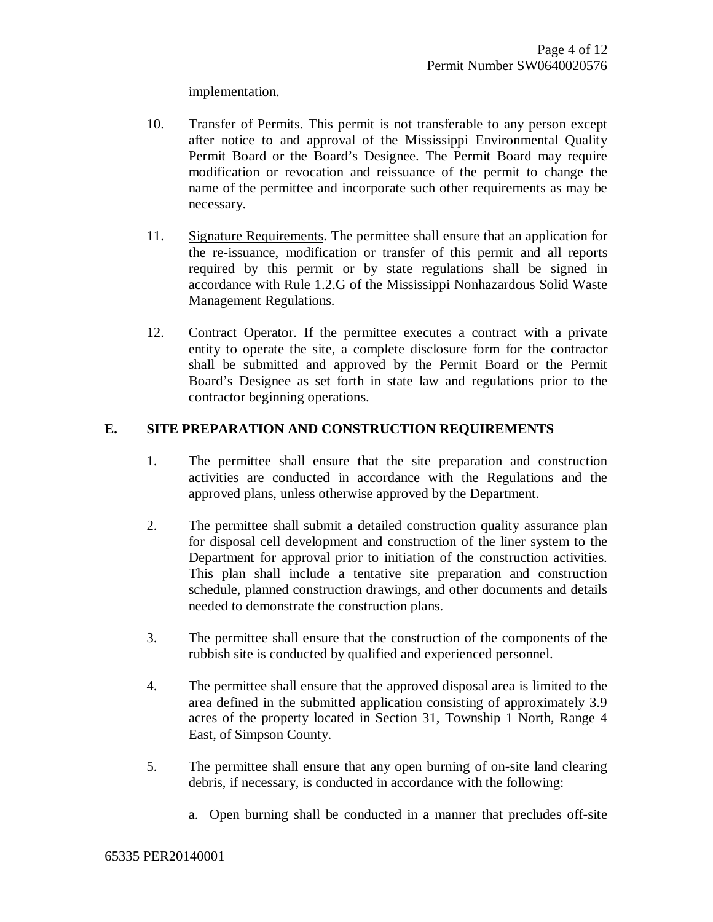implementation.

10. Transfer of Permits. This permit is not transferable to any person except after notice to and approval of the Mississippi Environmental Quality Permit Board or the Board's Designee. The Permit Board may require modification or revocation and reissuance of the permit to change the name of the permittee and incorporate such other requirements as may be necessary.

11. Signature Requirements. The permittee shall ensure that an application for the re-issuance, modification or transfer of this permit and all reports required by this permit or by state regulations shall be signed in accordance with Rule 1.2.G of the Mississippi Nonhazardous Solid Waste Management Regulations.

12. Contract Operator. If the permittee executes a contract with a private entity to operate the site, a complete disclosure form for the contractor shall be submitted and approved by the Permit Board or the Permit Board's Designee as set forth in state law and regulations prior to the contractor beginning operations.

## E. SITE PREPARATION AND CONSTRUCTION REQUIREMENTS

1. The permittee shall ensure that the site preparation and construction activities are conducted in accordance with the Regulations and the approved plans, unless otherwise approved by the Department.

2. The permittee shall submit a detailed construction quality assurance plan for disposal cell development and construction of the liner system to the Department for approval prior to initiation of the construction activities. This plan shall include a tentative site preparation and construction schedule, planned construction drawings, and other documents and details needed to demonstrate the construction plans.

3. The permittee shall ensure that the construction of the components of the rubbish site is conducted by qualified and experienced personnel.

4. The permittee shall ensure that the approved disposal area is limited to the area defined in the submitted application consisting of approximately 3.9 acres of the property located in Section 31, Township 1 North, Range 4 East, of Simpson County.

5. The permittee shall ensure that any open burning of on-site land clearing debris, if necessary, is conducted in accordance with the following:

   a. Open burning shall be conducted in a manner that precludes off-site

65335 PER20140001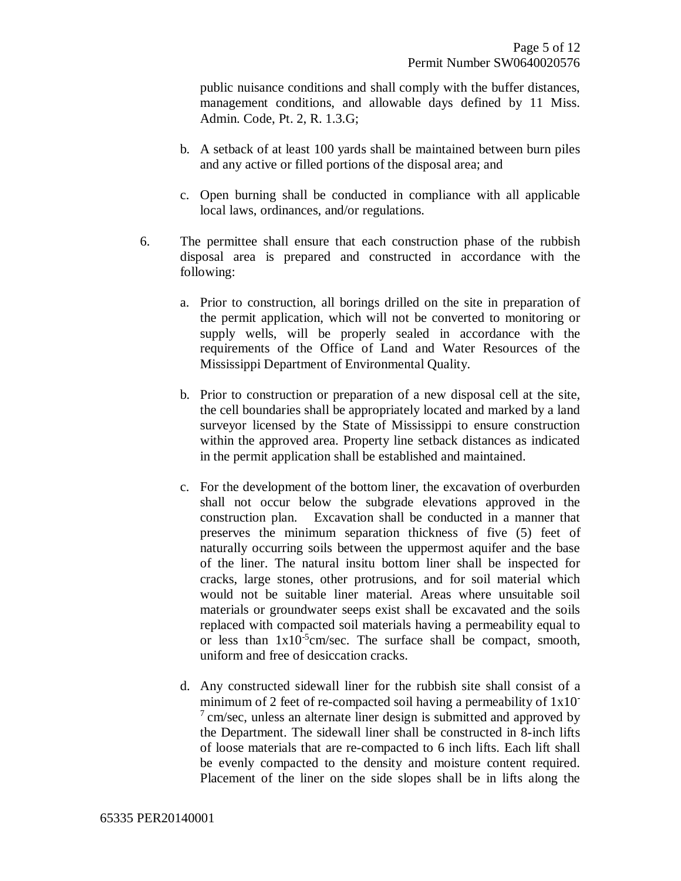public nuisance conditions and shall comply with the buffer distances, management conditions, and allowable days defined by 11 Miss. Admin. Code, Pt. 2, R. 1.3.G;

b. A setback of at least 100 yards shall be maintained between burn piles and any active or filled portions of the disposal area; and

c. Open burning shall be conducted in compliance with all applicable local laws, ordinances, and/or regulations.

6. The permittee shall ensure that each construction phase of the rubbish disposal area is prepared and constructed in accordance with the following:

   a. Prior to construction, all borings drilled on the site in preparation of the permit application, which will not be converted to monitoring or supply wells, will be properly sealed in accordance with the requirements of the Office of Land and Water Resources of the Mississippi Department of Environmental Quality.

   b. Prior to construction or preparation of a new disposal cell at the site, the cell boundaries shall be appropriately located and marked by a land surveyor licensed by the State of Mississippi to ensure construction within the approved area. Property line setback distances as indicated in the permit application shall be established and maintained.

   c. For the development of the bottom liner, the excavation of overburden shall not occur below the subgrade elevations approved in the construction plan. Excavation shall be conducted in a manner that preserves the minimum separation thickness of five (5) feet of naturally occurring soils between the uppermost aquifer and the base of the liner. The natural insitu bottom liner shall be inspected for cracks, large stones, other protrusions, and for soil material which would not be suitable liner material. Areas where unsuitable soil materials or groundwater seeps exist shall be excavated and the soils replaced with compacted soil materials having a permeability equal to or less than $1x10^{-5}$cm/sec. The surface shall be compact, smooth, uniform and free of desiccation cracks.

   d. Any constructed sidewall liner for the rubbish site shall consist of a minimum of 2 feet of re-compacted soil having a permeability of $1x10^{-7}$ cm/sec, unless an alternate liner design is submitted and approved by the Department. The sidewall liner shall be constructed in 8-inch lifts of loose materials that are re-compacted to 6 inch lifts. Each lift shall be evenly compacted to the density and moisture content required. Placement of the liner on the side slopes shall be in lifts along the

65335 PER20140001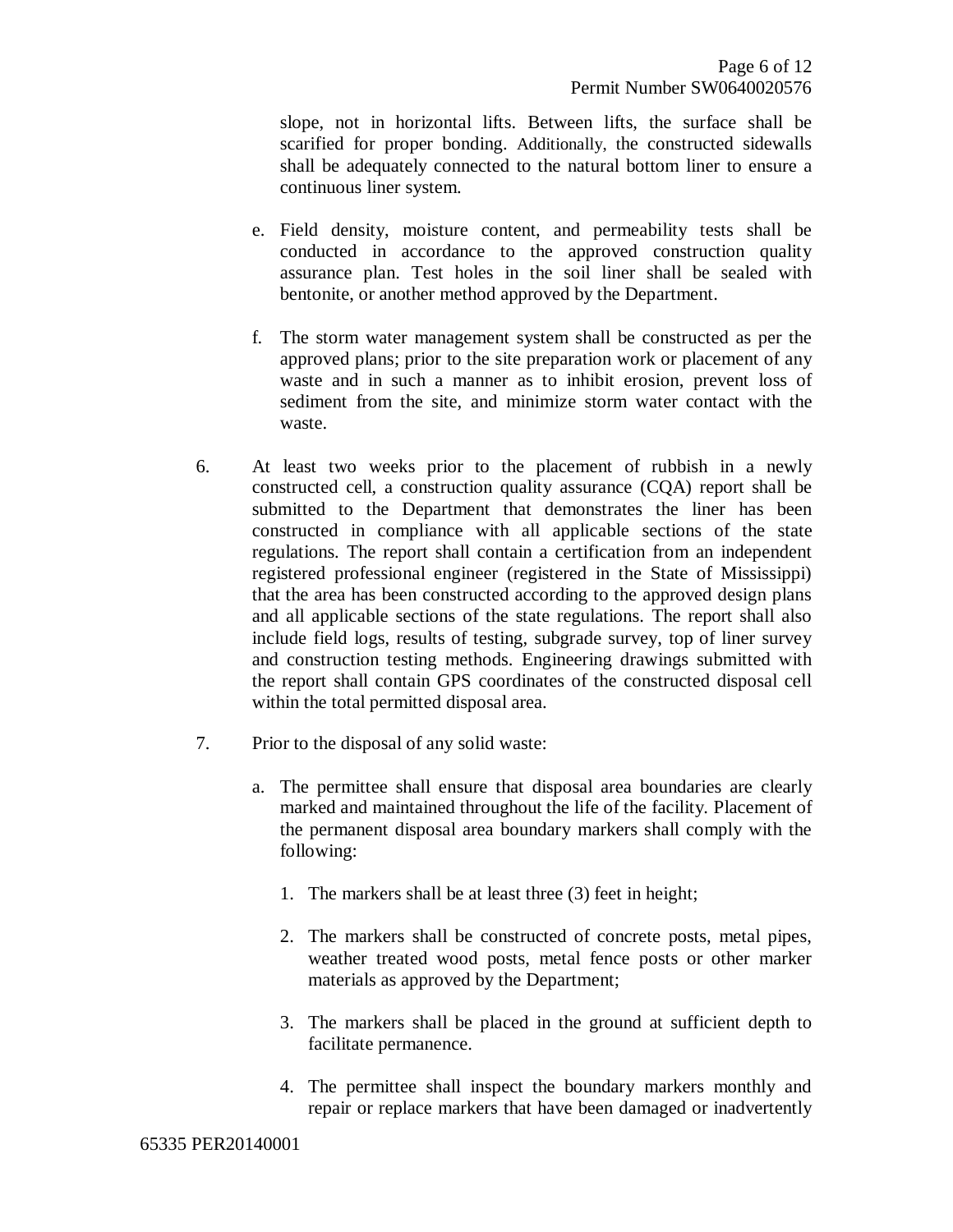slope, not in horizontal lifts. Between lifts, the surface shall be scarified for proper bonding. Additionally, the constructed sidewalls shall be adequately connected to the natural bottom liner to ensure a continuous liner system.

e. Field density, moisture content, and permeability tests shall be conducted in accordance to the approved construction quality assurance plan. Test holes in the soil liner shall be sealed with bentonite, or another method approved by the Department.

f. The storm water management system shall be constructed as per the approved plans; prior to the site preparation work or placement of any waste and in such a manner as to inhibit erosion, prevent loss of sediment from the site, and minimize storm water contact with the waste.

6. At least two weeks prior to the placement of rubbish in a newly constructed cell, a construction quality assurance (CQA) report shall be submitted to the Department that demonstrates the liner has been constructed in compliance with all applicable sections of the state regulations. The report shall contain a certification from an independent registered professional engineer (registered in the State of Mississippi) that the area has been constructed according to the approved design plans and all applicable sections of the state regulations. The report shall also include field logs, results of testing, subgrade survey, top of liner survey and construction testing methods. Engineering drawings submitted with the report shall contain GPS coordinates of the constructed disposal cell within the total permitted disposal area.

7. Prior to the disposal of any solid waste:

   a. The permittee shall ensure that disposal area boundaries are clearly marked and maintained throughout the life of the facility. Placement of the permanent disposal area boundary markers shall comply with the following:

      1. The markers shall be at least three (3) feet in height;

      2. The markers shall be constructed of concrete posts, metal pipes, weather treated wood posts, metal fence posts or other marker materials as approved by the Department;

      3. The markers shall be placed in the ground at sufficient depth to facilitate permanence.

      4. The permittee shall inspect the boundary markers monthly and repair or replace markers that have been damaged or inadvertently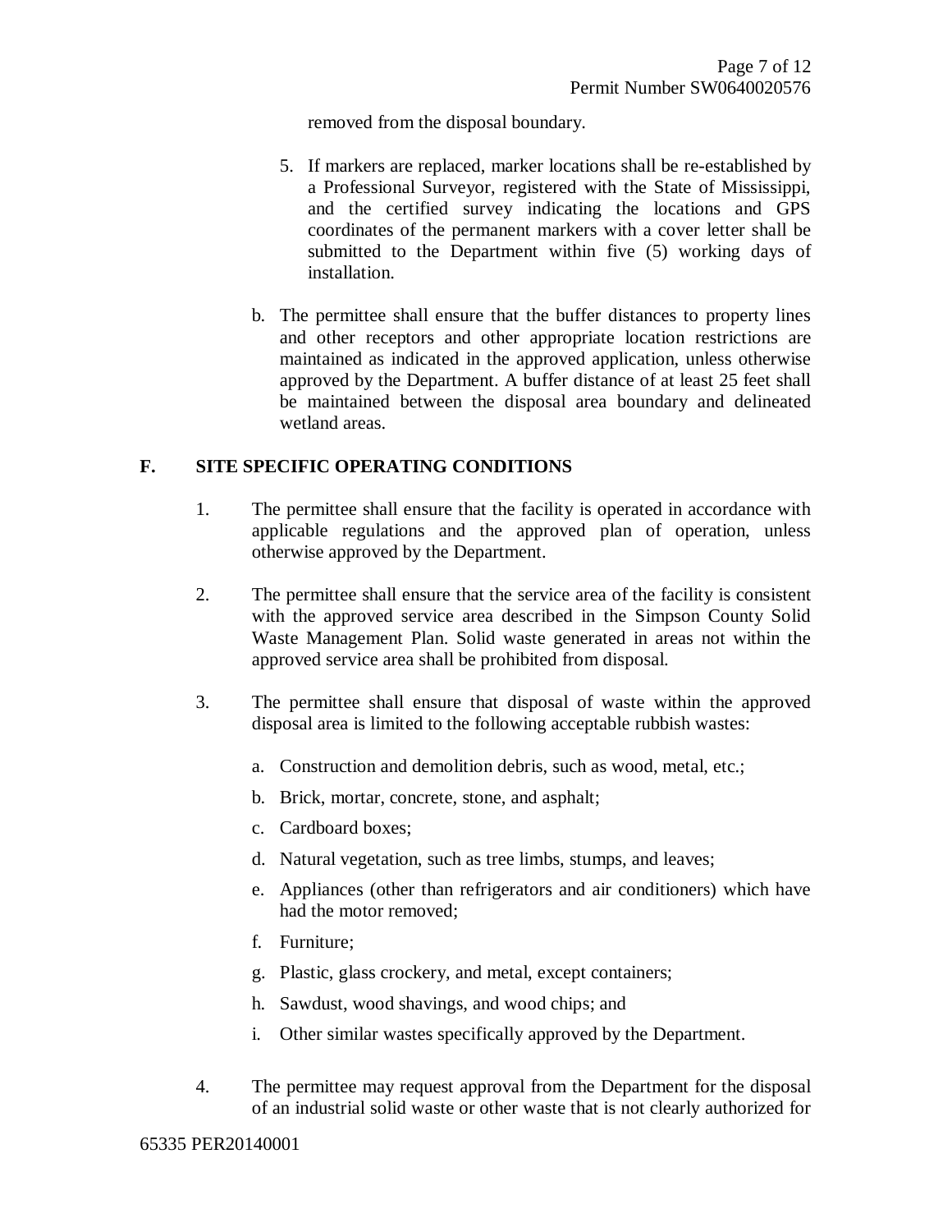removed from the disposal boundary.

5. If markers are replaced, marker locations shall be re-established by a Professional Surveyor, registered with the State of Mississippi, and the certified survey indicating the locations and GPS coordinates of the permanent markers with a cover letter shall be submitted to the Department within five (5) working days of installation.

b. The permittee shall ensure that the buffer distances to property lines and other receptors and other appropriate location restrictions are maintained as indicated in the approved application, unless otherwise approved by the Department. A buffer distance of at least 25 feet shall be maintained between the disposal area boundary and delineated wetland areas.

## F. SITE SPECIFIC OPERATING CONDITIONS

1. The permittee shall ensure that the facility is operated in accordance with applicable regulations and the approved plan of operation, unless otherwise approved by the Department.

2. The permittee shall ensure that the service area of the facility is consistent with the approved service area described in the Simpson County Solid Waste Management Plan. Solid waste generated in areas not within the approved service area shall be prohibited from disposal.

3. The permittee shall ensure that disposal of waste within the approved disposal area is limited to the following acceptable rubbish wastes:

   a. Construction and demolition debris, such as wood, metal, etc.;

   b. Brick, mortar, concrete, stone, and asphalt;

   c. Cardboard boxes;

   d. Natural vegetation, such as tree limbs, stumps, and leaves;

   e. Appliances (other than refrigerators and air conditioners) which have had the motor removed;

   f. Furniture;

   g. Plastic, glass crockery, and metal, except containers;

   h. Sawdust, wood shavings, and wood chips; and

   i. Other similar wastes specifically approved by the Department.

4. The permittee may request approval from the Department for the disposal of an industrial solid waste or other waste that is not clearly authorized for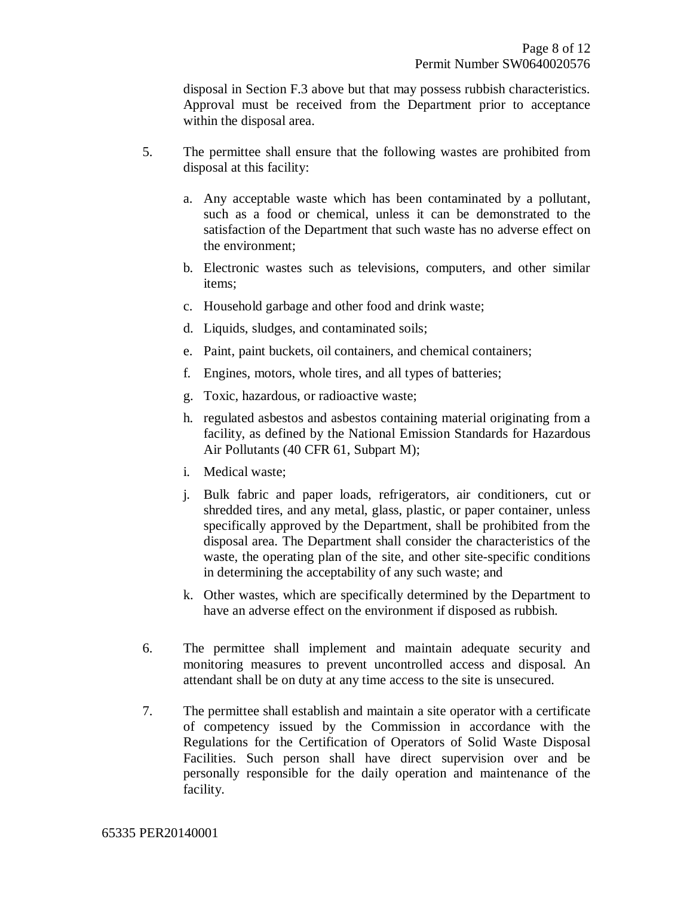disposal in Section F.3 above but that may possess rubbish characteristics. Approval must be received from the Department prior to acceptance within the disposal area.

5. The permittee shall ensure that the following wastes are prohibited from disposal at this facility:

   a. Any acceptable waste which has been contaminated by a pollutant, such as a food or chemical, unless it can be demonstrated to the satisfaction of the Department that such waste has no adverse effect on the environment;

   b. Electronic wastes such as televisions, computers, and other similar items;

   c. Household garbage and other food and drink waste;

   d. Liquids, sludges, and contaminated soils;

   e. Paint, paint buckets, oil containers, and chemical containers;

   f. Engines, motors, whole tires, and all types of batteries;

   g. Toxic, hazardous, or radioactive waste;

   h. regulated asbestos and asbestos containing material originating from a facility, as defined by the National Emission Standards for Hazardous Air Pollutants (40 CFR 61, Subpart M);

   i. Medical waste;

   j. Bulk fabric and paper loads, refrigerators, air conditioners, cut or shredded tires, and any metal, glass, plastic, or paper container, unless specifically approved by the Department, shall be prohibited from the disposal area. The Department shall consider the characteristics of the waste, the operating plan of the site, and other site-specific conditions in determining the acceptability of any such waste; and

   k. Other wastes, which are specifically determined by the Department to have an adverse effect on the environment if disposed as rubbish.

6. The permittee shall implement and maintain adequate security and monitoring measures to prevent uncontrolled access and disposal. An attendant shall be on duty at any time access to the site is unsecured.

7. The permittee shall establish and maintain a site operator with a certificate of competency issued by the Commission in accordance with the Regulations for the Certification of Operators of Solid Waste Disposal Facilities. Such person shall have direct supervision over and be personally responsible for the daily operation and maintenance of the facility.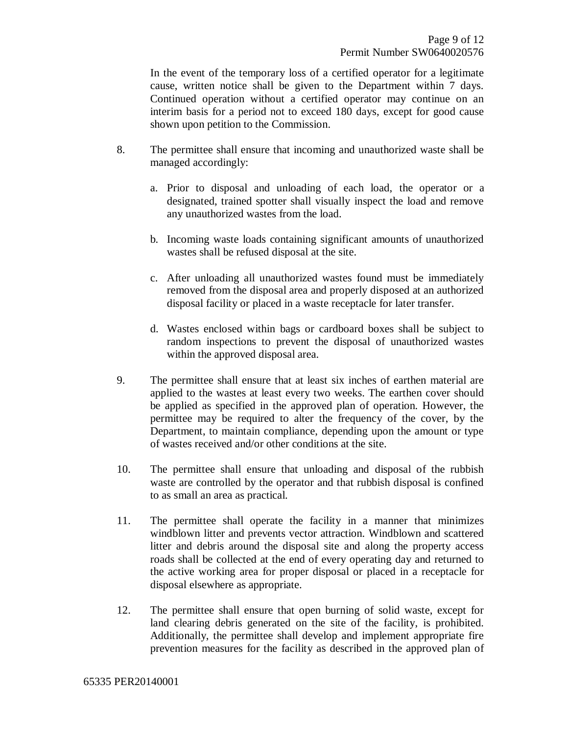In the event of the temporary loss of a certified operator for a legitimate cause, written notice shall be given to the Department within 7 days. Continued operation without a certified operator may continue on an interim basis for a period not to exceed 180 days, except for good cause shown upon petition to the Commission.

8. The permittee shall ensure that incoming and unauthorized waste shall be managed accordingly:

   a. Prior to disposal and unloading of each load, the operator or a designated, trained spotter shall visually inspect the load and remove any unauthorized wastes from the load.

   b. Incoming waste loads containing significant amounts of unauthorized wastes shall be refused disposal at the site.

   c. After unloading all unauthorized wastes found must be immediately removed from the disposal area and properly disposed at an authorized disposal facility or placed in a waste receptacle for later transfer.

   d. Wastes enclosed within bags or cardboard boxes shall be subject to random inspections to prevent the disposal of unauthorized wastes within the approved disposal area.

9. The permittee shall ensure that at least six inches of earthen material are applied to the wastes at least every two weeks. The earthen cover should be applied as specified in the approved plan of operation. However, the permittee may be required to alter the frequency of the cover, by the Department, to maintain compliance, depending upon the amount or type of wastes received and/or other conditions at the site.

10. The permittee shall ensure that unloading and disposal of the rubbish waste are controlled by the operator and that rubbish disposal is confined to as small an area as practical.

11. The permittee shall operate the facility in a manner that minimizes windblown litter and prevents vector attraction. Windblown and scattered litter and debris around the disposal site and along the property access roads shall be collected at the end of every operating day and returned to the active working area for proper disposal or placed in a receptacle for disposal elsewhere as appropriate.

12. The permittee shall ensure that open burning of solid waste, except for land clearing debris generated on the site of the facility, is prohibited. Additionally, the permittee shall develop and implement appropriate fire prevention measures for the facility as described in the approved plan of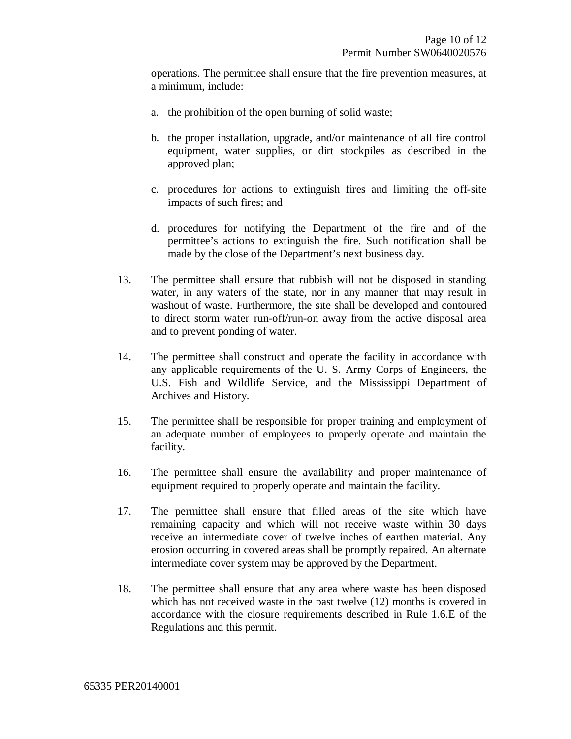operations. The permittee shall ensure that the fire prevention measures, at a minimum, include:

a. the prohibition of the open burning of solid waste;

b. the proper installation, upgrade, and/or maintenance of all fire control equipment, water supplies, or dirt stockpiles as described in the approved plan;

c. procedures for actions to extinguish fires and limiting the off-site impacts of such fires; and

d. procedures for notifying the Department of the fire and of the permittee's actions to extinguish the fire. Such notification shall be made by the close of the Department's next business day.

13. The permittee shall ensure that rubbish will not be disposed in standing water, in any waters of the state, nor in any manner that may result in washout of waste. Furthermore, the site shall be developed and contoured to direct storm water run-off/run-on away from the active disposal area and to prevent ponding of water.

14. The permittee shall construct and operate the facility in accordance with any applicable requirements of the U. S. Army Corps of Engineers, the U.S. Fish and Wildlife Service, and the Mississippi Department of Archives and History.

15. The permittee shall be responsible for proper training and employment of an adequate number of employees to properly operate and maintain the facility.

16. The permittee shall ensure the availability and proper maintenance of equipment required to properly operate and maintain the facility.

17. The permittee shall ensure that filled areas of the site which have remaining capacity and which will not receive waste within 30 days receive an intermediate cover of twelve inches of earthen material. Any erosion occurring in covered areas shall be promptly repaired. An alternate intermediate cover system may be approved by the Department.

18. The permittee shall ensure that any area where waste has been disposed which has not received waste in the past twelve (12) months is covered in accordance with the closure requirements described in Rule 1.6.E of the Regulations and this permit.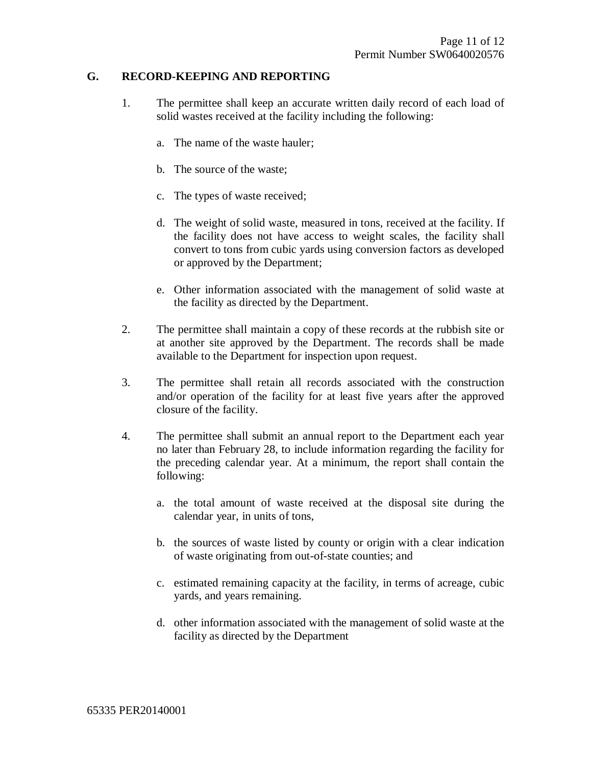## G. RECORD-KEEPING AND REPORTING

1. The permittee shall keep an accurate written daily record of each load of solid wastes received at the facility including the following:

   a. The name of the waste hauler;

   b. The source of the waste;

   c. The types of waste received;

   d. The weight of solid waste, measured in tons, received at the facility. If the facility does not have access to weight scales, the facility shall convert to tons from cubic yards using conversion factors as developed or approved by the Department;

   e. Other information associated with the management of solid waste at the facility as directed by the Department.

2. The permittee shall maintain a copy of these records at the rubbish site or at another site approved by the Department. The records shall be made available to the Department for inspection upon request.

3. The permittee shall retain all records associated with the construction and/or operation of the facility for at least five years after the approved closure of the facility.

4. The permittee shall submit an annual report to the Department each year no later than February 28, to include information regarding the facility for the preceding calendar year. At a minimum, the report shall contain the following:

   a. the total amount of waste received at the disposal site during the calendar year, in units of tons,

   b. the sources of waste listed by county or origin with a clear indication of waste originating from out-of-state counties; and

   c. estimated remaining capacity at the facility, in terms of acreage, cubic yards, and years remaining.

   d. other information associated with the management of solid waste at the facility as directed by the Department

65335 PER20140001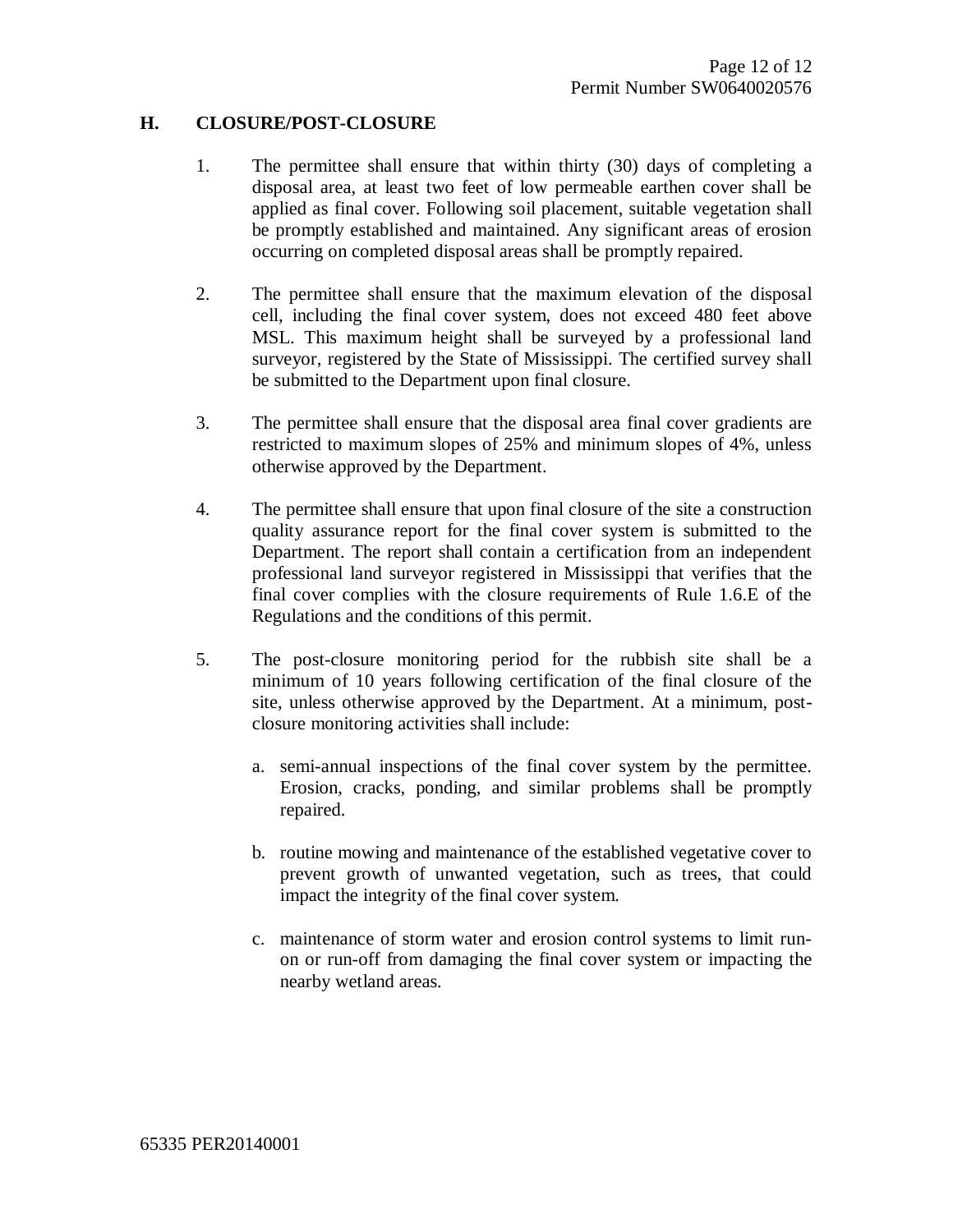## H. CLOSURE/POST-CLOSURE

1. The permittee shall ensure that within thirty (30) days of completing a disposal area, at least two feet of low permeable earthen cover shall be applied as final cover. Following soil placement, suitable vegetation shall be promptly established and maintained. Any significant areas of erosion occurring on completed disposal areas shall be promptly repaired.

2. The permittee shall ensure that the maximum elevation of the disposal cell, including the final cover system, does not exceed 480 feet above MSL. This maximum height shall be surveyed by a professional land surveyor, registered by the State of Mississippi. The certified survey shall be submitted to the Department upon final closure.

3. The permittee shall ensure that the disposal area final cover gradients are restricted to maximum slopes of 25% and minimum slopes of 4%, unless otherwise approved by the Department.

4. The permittee shall ensure that upon final closure of the site a construction quality assurance report for the final cover system is submitted to the Department. The report shall contain a certification from an independent professional land surveyor registered in Mississippi that verifies that the final cover complies with the closure requirements of Rule 1.6.E of the Regulations and the conditions of this permit.

5. The post-closure monitoring period for the rubbish site shall be a minimum of 10 years following certification of the final closure of the site, unless otherwise approved by the Department. At a minimum, post-closure monitoring activities shall include:

   a. semi-annual inspections of the final cover system by the permittee. Erosion, cracks, ponding, and similar problems shall be promptly repaired.

   b. routine mowing and maintenance of the established vegetative cover to prevent growth of unwanted vegetation, such as trees, that could impact the integrity of the final cover system.

   c. maintenance of storm water and erosion control systems to limit run-on or run-off from damaging the final cover system or impacting the nearby wetland areas.

65335 PER20140001